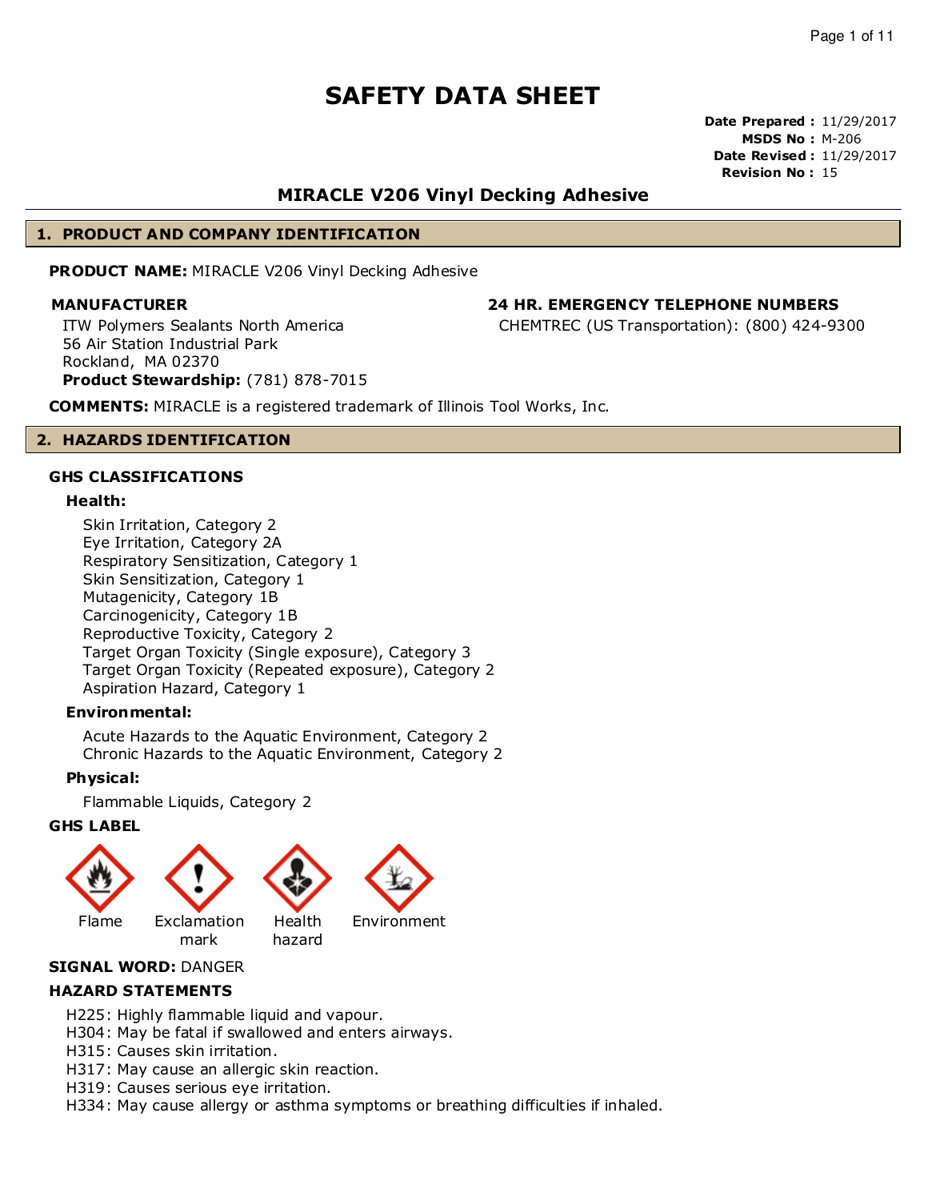# SAFETY DATA SHEET

**Date Prepared :** 11/29/2017
**MSDS No :** M-206
**Date Revised :** 11/29/2017
**Revision No :** 15

## MIRACLE V206 Vinyl Decking Adhesive

## 1. PRODUCT AND COMPANY IDENTIFICATION

**PRODUCT NAME:** MIRACLE V206 Vinyl Decking Adhesive

**MANUFACTURER**

ITW Polymers Sealants North America
56 Air Station Industrial Park
Rockland, MA 02370
**Product Stewardship:** (781) 878-7015

**24 HR. EMERGENCY TELEPHONE NUMBERS**

CHEMTREC (US Transportation): (800) 424-9300

**COMMENTS:** MIRACLE is a registered trademark of Illinois Tool Works, Inc.

## 2. HAZARDS IDENTIFICATION

### GHS CLASSIFICATIONS

**Health:**

Skin Irritation, Category 2
Eye Irritation, Category 2A
Respiratory Sensitization, Category 1
Skin Sensitization, Category 1
Mutagenicity, Category 1B
Carcinogenicity, Category 1B
Reproductive Toxicity, Category 2
Target Organ Toxicity (Single exposure), Category 3
Target Organ Toxicity (Repeated exposure), Category 2
Aspiration Hazard, Category 1

**Environmental:**

Acute Hazards to the Aquatic Environment, Category 2
Chronic Hazards to the Aquatic Environment, Category 2

**Physical:**

Flammable Liquids, Category 2

### GHS LABEL

Flame | Exclamation mark | Health hazard | Environment

**SIGNAL WORD:** DANGER

### HAZARD STATEMENTS

H225: Highly flammable liquid and vapour.
H304: May be fatal if swallowed and enters airways.
H315: Causes skin irritation.
H317: May cause an allergic skin reaction.
H319: Causes serious eye irritation.
H334: May cause allergy or asthma symptoms or breathing difficulties if inhaled.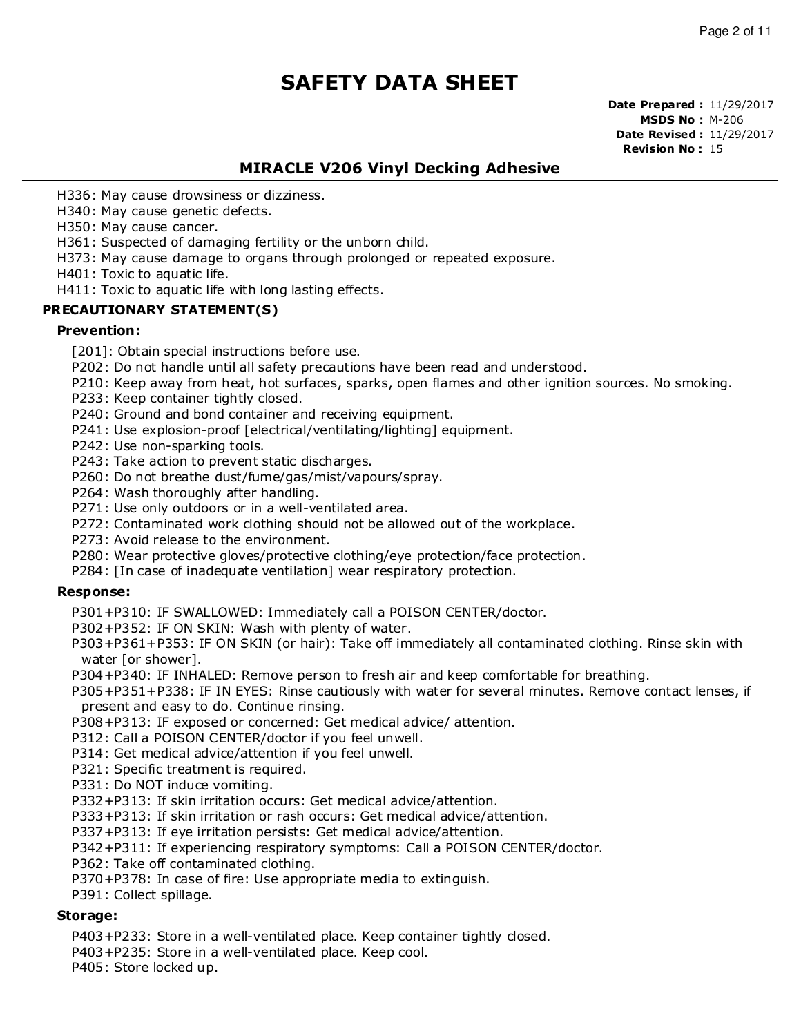# SAFETY DATA SHEET

**Date Prepared :** 11/29/2017
**MSDS No :** M-206
**Date Revised :** 11/29/2017
**Revision No :** 15

## MIRACLE V206 Vinyl Decking Adhesive

H336: May cause drowsiness or dizziness.
H340: May cause genetic defects.
H350: May cause cancer.
H361: Suspected of damaging fertility or the unborn child.
H373: May cause damage to organs through prolonged or repeated exposure.
H401: Toxic to aquatic life.
H411: Toxic to aquatic life with long lasting effects.

### PRECAUTIONARY STATEMENT(S)

**Prevention:**

[201]: Obtain special instructions before use.
P202: Do not handle until all safety precautions have been read and understood.
P210: Keep away from heat, hot surfaces, sparks, open flames and other ignition sources. No smoking.
P233: Keep container tightly closed.
P240: Ground and bond container and receiving equipment.
P241: Use explosion-proof [electrical/ventilating/lighting] equipment.
P242: Use non-sparking tools.
P243: Take action to prevent static discharges.
P260: Do not breathe dust/fume/gas/mist/vapours/spray.
P264: Wash thoroughly after handling.
P271: Use only outdoors or in a well-ventilated area.
P272: Contaminated work clothing should not be allowed out of the workplace.
P273: Avoid release to the environment.
P280: Wear protective gloves/protective clothing/eye protection/face protection.
P284: [In case of inadequate ventilation] wear respiratory protection.

**Response:**

P301+P310: IF SWALLOWED: Immediately call a POISON CENTER/doctor.
P302+P352: IF ON SKIN: Wash with plenty of water.
P303+P361+P353: IF ON SKIN (or hair): Take off immediately all contaminated clothing. Rinse skin with water [or shower].
P304+P340: IF INHALED: Remove person to fresh air and keep comfortable for breathing.
P305+P351+P338: IF IN EYES: Rinse cautiously with water for several minutes. Remove contact lenses, if present and easy to do. Continue rinsing.
P308+P313: IF exposed or concerned: Get medical advice/ attention.
P312: Call a POISON CENTER/doctor if you feel unwell.
P314: Get medical advice/attention if you feel unwell.
P321: Specific treatment is required.
P331: Do NOT induce vomiting.
P332+P313: If skin irritation occurs: Get medical advice/attention.
P333+P313: If skin irritation or rash occurs: Get medical advice/attention.
P337+P313: If eye irritation persists: Get medical advice/attention.
P342+P311: If experiencing respiratory symptoms: Call a POISON CENTER/doctor.
P362: Take off contaminated clothing.
P370+P378: In case of fire: Use appropriate media to extinguish.
P391: Collect spillage.

**Storage:**

P403+P233: Store in a well-ventilated place. Keep container tightly closed.
P403+P235: Store in a well-ventilated place. Keep cool.
P405: Store locked up.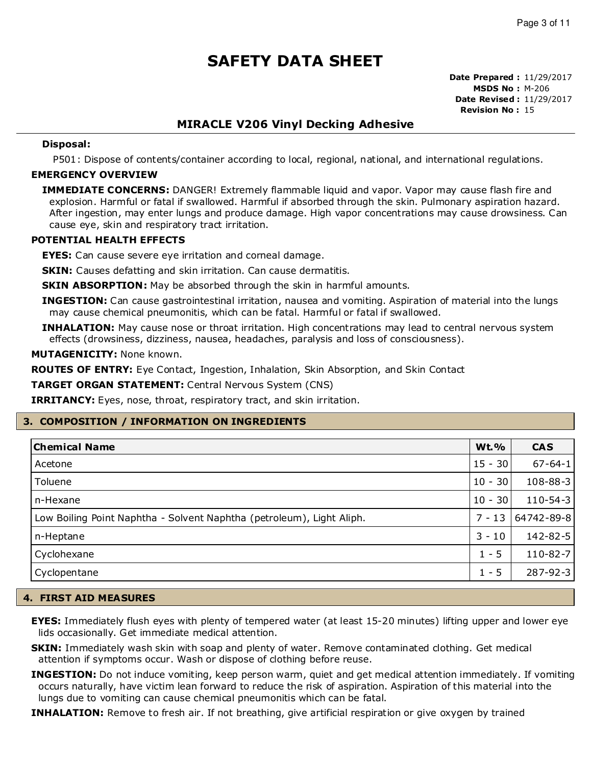# SAFETY DATA SHEET

**Date Prepared :** 11/29/2017
**MSDS No :** M-206
**Date Revised :** 11/29/2017
**Revision No :** 15

## MIRACLE V206 Vinyl Decking Adhesive

**Disposal:**

P501: Dispose of contents/container according to local, regional, national, and international regulations.

**EMERGENCY OVERVIEW**

**IMMEDIATE CONCERNS:** DANGER! Extremely flammable liquid and vapor. Vapor may cause flash fire and explosion. Harmful or fatal if swallowed. Harmful if absorbed through the skin. Pulmonary aspiration hazard. After ingestion, may enter lungs and produce damage. High vapor concentrations may cause drowsiness. Can cause eye, skin and respiratory tract irritation.

**POTENTIAL HEALTH EFFECTS**

**EYES:** Can cause severe eye irritation and corneal damage.

**SKIN:** Causes defatting and skin irritation. Can cause dermatitis.

**SKIN ABSORPTION:** May be absorbed through the skin in harmful amounts.

**INGESTION:** Can cause gastrointestinal irritation, nausea and vomiting. Aspiration of material into the lungs may cause chemical pneumonitis, which can be fatal. Harmful or fatal if swallowed.

**INHALATION:** May cause nose or throat irritation. High concentrations may lead to central nervous system effects (drowsiness, dizziness, nausea, headaches, paralysis and loss of consciousness).

**MUTAGENICITY:** None known.

**ROUTES OF ENTRY:** Eye Contact, Ingestion, Inhalation, Skin Absorption, and Skin Contact

**TARGET ORGAN STATEMENT:** Central Nervous System (CNS)

**IRRITANCY:** Eyes, nose, throat, respiratory tract, and skin irritation.

## 3. COMPOSITION / INFORMATION ON INGREDIENTS

| Chemical Name | Wt.% | CAS |
|---|---|---|
| Acetone | 15 - 30 | 67-64-1 |
| Toluene | 10 - 30 | 108-88-3 |
| n-Hexane | 10 - 30 | 110-54-3 |
| Low Boiling Point Naphtha - Solvent Naphtha (petroleum), Light Aliph. | 7 - 13 | 64742-89-8 |
| n-Heptane | 3 - 10 | 142-82-5 |
| Cyclohexane | 1 - 5 | 110-82-7 |
| Cyclopentane | 1 - 5 | 287-92-3 |

## 4. FIRST AID MEASURES

**EYES:** Immediately flush eyes with plenty of tempered water (at least 15-20 minutes) lifting upper and lower eye lids occasionally. Get immediate medical attention.

**SKIN:** Immediately wash skin with soap and plenty of water. Remove contaminated clothing. Get medical attention if symptoms occur. Wash or dispose of clothing before reuse.

**INGESTION:** Do not induce vomiting, keep person warm, quiet and get medical attention immediately. If vomiting occurs naturally, have victim lean forward to reduce the risk of aspiration. Aspiration of this material into the lungs due to vomiting can cause chemical pneumonitis which can be fatal.

**INHALATION:** Remove to fresh air. If not breathing, give artificial respiration or give oxygen by trained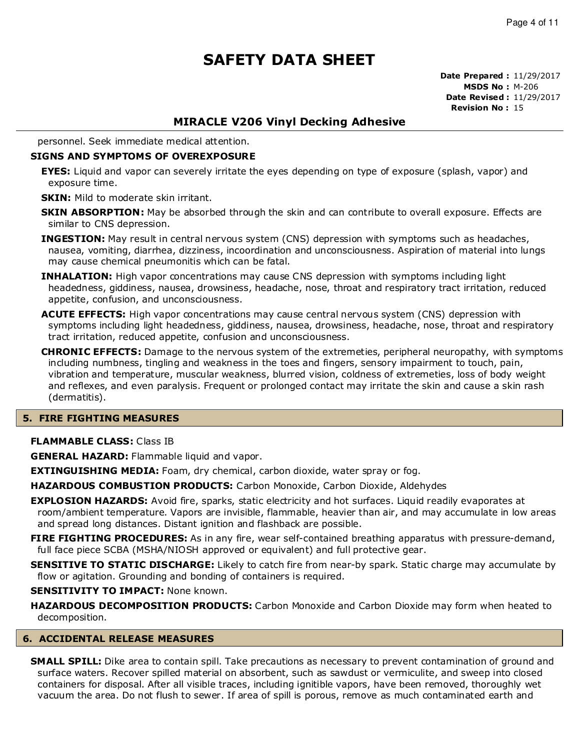personnel. Seek immediate medical attention.

**SIGNS AND SYMPTOMS OF OVEREXPOSURE**

**EYES:** Liquid and vapor can severely irritate the eyes depending on type of exposure (splash, vapor) and exposure time.

**SKIN:** Mild to moderate skin irritant.

**SKIN ABSORPTION:** May be absorbed through the skin and can contribute to overall exposure. Effects are similar to CNS depression.

**INGESTION:** May result in central nervous system (CNS) depression with symptoms such as headaches, nausea, vomiting, diarrhea, dizziness, incoordination and unconsciousness. Aspiration of material into lungs may cause chemical pneumonitis which can be fatal.

**INHALATION:** High vapor concentrations may cause CNS depression with symptoms including light headedness, giddiness, nausea, drowsiness, headache, nose, throat and respiratory tract irritation, reduced appetite, confusion, and unconsciousness.

**ACUTE EFFECTS:** High vapor concentrations may cause central nervous system (CNS) depression with symptoms including light headedness, giddiness, nausea, drowsiness, headache, nose, throat and respiratory tract irritation, reduced appetite, confusion and unconsciousness.

**CHRONIC EFFECTS:** Damage to the nervous system of the extremeties, peripheral neuropathy, with symptoms including numbness, tingling and weakness in the toes and fingers, sensory impairment to touch, pain, vibration and temperature, muscular weakness, blurred vision, coldness of extremeties, loss of body weight and reflexes, and even paralysis. Frequent or prolonged contact may irritate the skin and cause a skin rash (dermatitis).

## 5. FIRE FIGHTING MEASURES

**FLAMMABLE CLASS:** Class IB

**GENERAL HAZARD:** Flammable liquid and vapor.

**EXTINGUISHING MEDIA:** Foam, dry chemical, carbon dioxide, water spray or fog.

**HAZARDOUS COMBUSTION PRODUCTS:** Carbon Monoxide, Carbon Dioxide, Aldehydes

**EXPLOSION HAZARDS:** Avoid fire, sparks, static electricity and hot surfaces. Liquid readily evaporates at room/ambient temperature. Vapors are invisible, flammable, heavier than air, and may accumulate in low areas and spread long distances. Distant ignition and flashback are possible.

**FIRE FIGHTING PROCEDURES:** As in any fire, wear self-contained breathing apparatus with pressure-demand, full face piece SCBA (MSHA/NIOSH approved or equivalent) and full protective gear.

**SENSITIVE TO STATIC DISCHARGE:** Likely to catch fire from near-by spark. Static charge may accumulate by flow or agitation. Grounding and bonding of containers is required.

**SENSITIVITY TO IMPACT:** None known.

**HAZARDOUS DECOMPOSITION PRODUCTS:** Carbon Monoxide and Carbon Dioxide may form when heated to decomposition.

## 6. ACCIDENTAL RELEASE MEASURES

**SMALL SPILL:** Dike area to contain spill. Take precautions as necessary to prevent contamination of ground and surface waters. Recover spilled material on absorbent, such as sawdust or vermiculite, and sweep into closed containers for disposal. After all visible traces, including ignitible vapors, have been removed, thoroughly wet vacuum the area. Do not flush to sewer. If area of spill is porous, remove as much contaminated earth and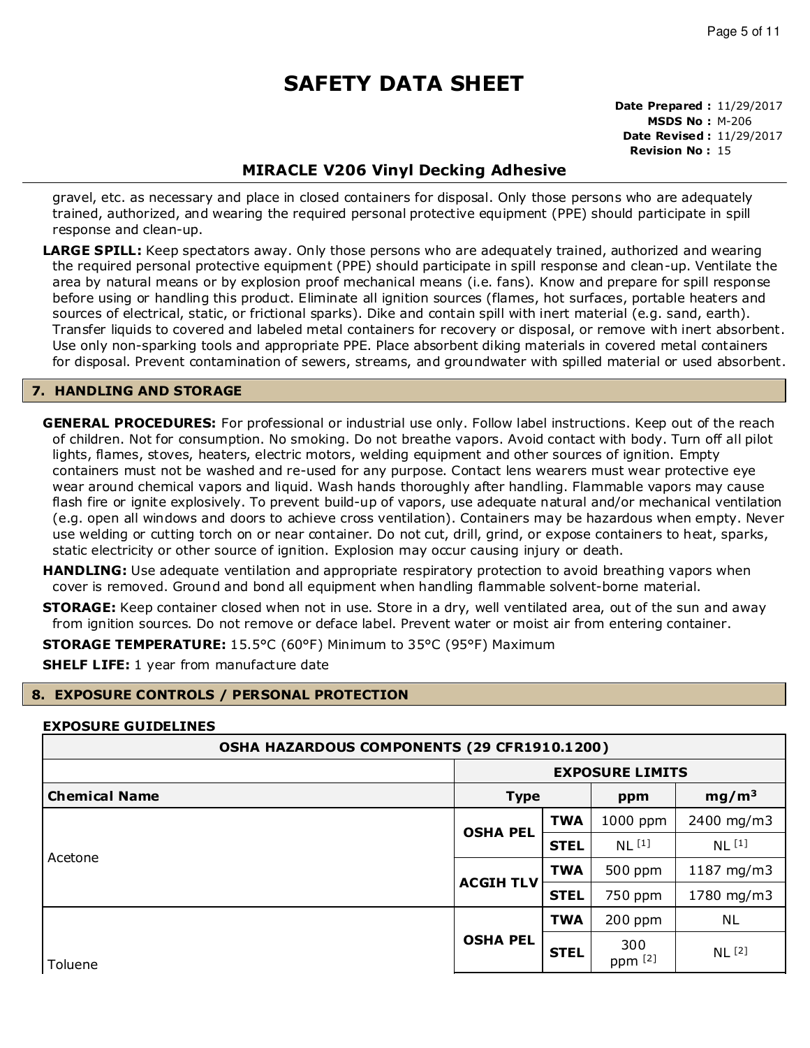# SAFETY DATA SHEET

**Date Prepared :** 11/29/2017
**MSDS No :** M-206
**Date Revised :** 11/29/2017
**Revision No :** 15

## MIRACLE V206 Vinyl Decking Adhesive

gravel, etc. as necessary and place in closed containers for disposal. Only those persons who are adequately trained, authorized, and wearing the required personal protective equipment (PPE) should participate in spill response and clean-up.

**LARGE SPILL:** Keep spectators away. Only those persons who are adequately trained, authorized and wearing the required personal protective equipment (PPE) should participate in spill response and clean-up. Ventilate the area by natural means or by explosion proof mechanical means (i.e. fans). Know and prepare for spill response before using or handling this product. Eliminate all ignition sources (flames, hot surfaces, portable heaters and sources of electrical, static, or frictional sparks). Dike and contain spill with inert material (e.g. sand, earth). Transfer liquids to covered and labeled metal containers for recovery or disposal, or remove with inert absorbent. Use only non-sparking tools and appropriate PPE. Place absorbent diking materials in covered metal containers for disposal. Prevent contamination of sewers, streams, and groundwater with spilled material or used absorbent.

## 7. HANDLING AND STORAGE

**GENERAL PROCEDURES:** For professional or industrial use only. Follow label instructions. Keep out of the reach of children. Not for consumption. No smoking. Do not breathe vapors. Avoid contact with body. Turn off all pilot lights, flames, stoves, heaters, electric motors, welding equipment and other sources of ignition. Empty containers must not be washed and re-used for any purpose. Contact lens wearers must wear protective eye wear around chemical vapors and liquid. Wash hands thoroughly after handling. Flammable vapors may cause flash fire or ignite explosively. To prevent build-up of vapors, use adequate natural and/or mechanical ventilation (e.g. open all windows and doors to achieve cross ventilation). Containers may be hazardous when empty. Never use welding or cutting torch on or near container. Do not cut, drill, grind, or expose containers to heat, sparks, static electricity or other source of ignition. Explosion may occur causing injury or death.

**HANDLING:** Use adequate ventilation and appropriate respiratory protection to avoid breathing vapors when cover is removed. Ground and bond all equipment when handling flammable solvent-borne material.

**STORAGE:** Keep container closed when not in use. Store in a dry, well ventilated area, out of the sun and away from ignition sources. Do not remove or deface label. Prevent water or moist air from entering container.

**STORAGE TEMPERATURE:** 15.5°C (60°F) Minimum to 35°C (95°F) Maximum

**SHELF LIFE:** 1 year from manufacture date

## 8. EXPOSURE CONTROLS / PERSONAL PROTECTION

**EXPOSURE GUIDELINES**

| OSHA HAZARDOUS COMPONENTS (29 CFR1910.1200) | | | | |
|---|---|---|---|---|
| | EXPOSURE LIMITS | | | |
| **Chemical Name** | **Type** | | **ppm** | **mg/m³** |
| Acetone | OSHA PEL | TWA | 1000 ppm | 2400 mg/m3 |
| | | STEL | NL [1] | NL [1] |
| | ACGIH TLV | TWA | 500 ppm | 1187 mg/m3 |
| | | STEL | 750 ppm | 1780 mg/m3 |
| Toluene | OSHA PEL | TWA | 200 ppm | NL |
| | | STEL | 300 ppm [2] | NL [2] |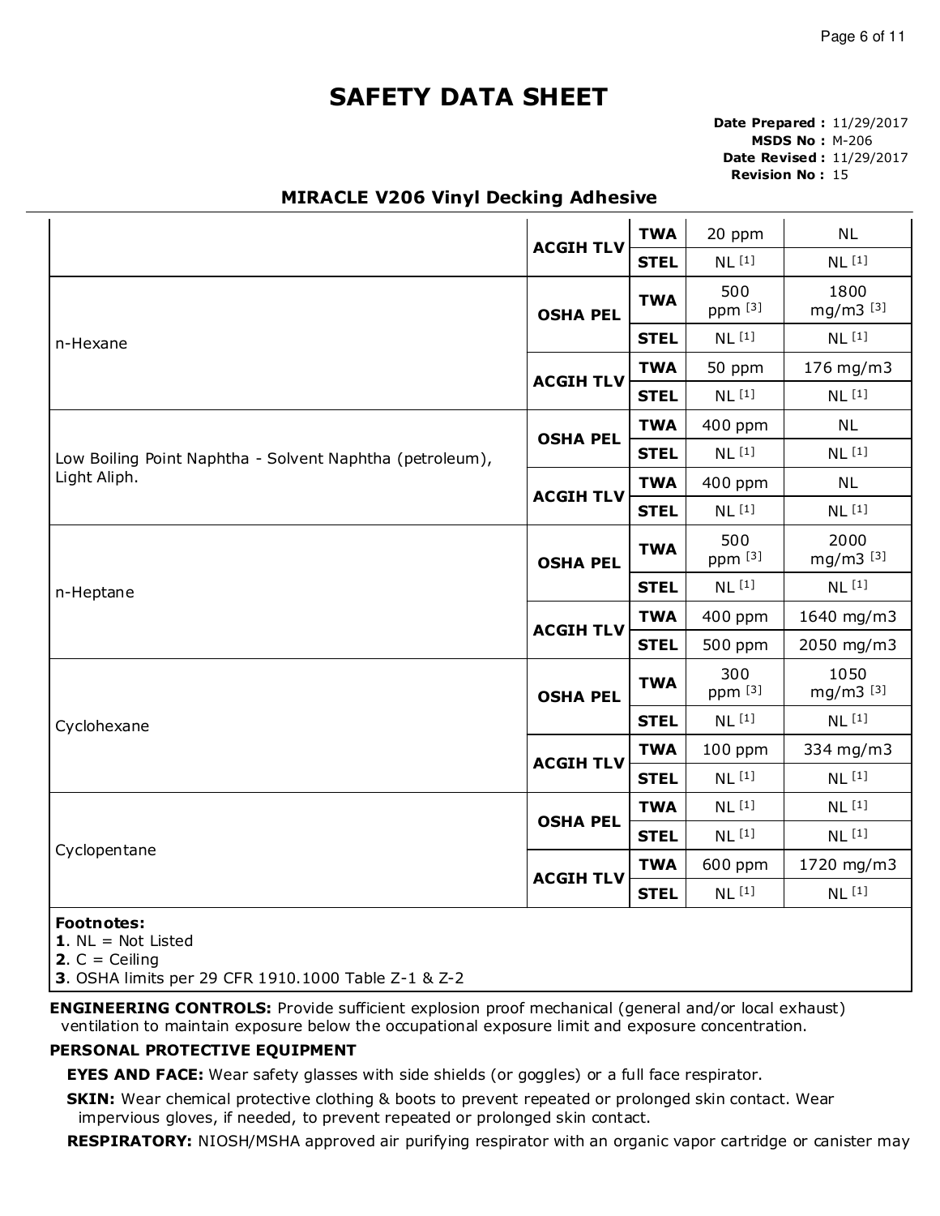# SAFETY DATA SHEET

**Date Prepared :** 11/29/2017
**MSDS No :** M-206
**Date Revised :** 11/29/2017
**Revision No :** 15

## MIRACLE V206 Vinyl Decking Adhesive

| | | | | |
|---|---|---|---|---|
| | ACGIH TLV | TWA | 20 ppm | NL |
| | | STEL | NL [1] | NL [1] |
| n-Hexane | OSHA PEL | TWA | 500 ppm [3] | 1800 mg/m3 [3] |
| | | STEL | NL [1] | NL [1] |
| | ACGIH TLV | TWA | 50 ppm | 176 mg/m3 |
| | | STEL | NL [1] | NL [1] |
| Low Boiling Point Naphtha - Solvent Naphtha (petroleum), Light Aliph. | OSHA PEL | TWA | 400 ppm | NL |
| | | STEL | NL [1] | NL [1] |
| | ACGIH TLV | TWA | 400 ppm | NL |
| | | STEL | NL [1] | NL [1] |
| n-Heptane | OSHA PEL | TWA | 500 ppm [3] | 2000 mg/m3 [3] |
| | | STEL | NL [1] | NL [1] |
| | ACGIH TLV | TWA | 400 ppm | 1640 mg/m3 |
| | | STEL | 500 ppm | 2050 mg/m3 |
| Cyclohexane | OSHA PEL | TWA | 300 ppm [3] | 1050 mg/m3 [3] |
| | | STEL | NL [1] | NL [1] |
| | ACGIH TLV | TWA | 100 ppm | 334 mg/m3 |
| | | STEL | NL [1] | NL [1] |
| Cyclopentane | OSHA PEL | TWA | NL [1] | NL [1] |
| | | STEL | NL [1] | NL [1] |
| | ACGIH TLV | TWA | 600 ppm | 1720 mg/m3 |
| | | STEL | NL [1] | NL [1] |

**Footnotes:**
**1**. NL = Not Listed
**2**. C = Ceiling
**3**. OSHA limits per 29 CFR 1910.1000 Table Z-1 & Z-2

**ENGINEERING CONTROLS:** Provide sufficient explosion proof mechanical (general and/or local exhaust) ventilation to maintain exposure below the occupational exposure limit and exposure concentration.

### PERSONAL PROTECTIVE EQUIPMENT

**EYES AND FACE:** Wear safety glasses with side shields (or goggles) or a full face respirator.

**SKIN:** Wear chemical protective clothing & boots to prevent repeated or prolonged skin contact. Wear impervious gloves, if needed, to prevent repeated or prolonged skin contact.

**RESPIRATORY:** NIOSH/MSHA approved air purifying respirator with an organic vapor cartridge or canister may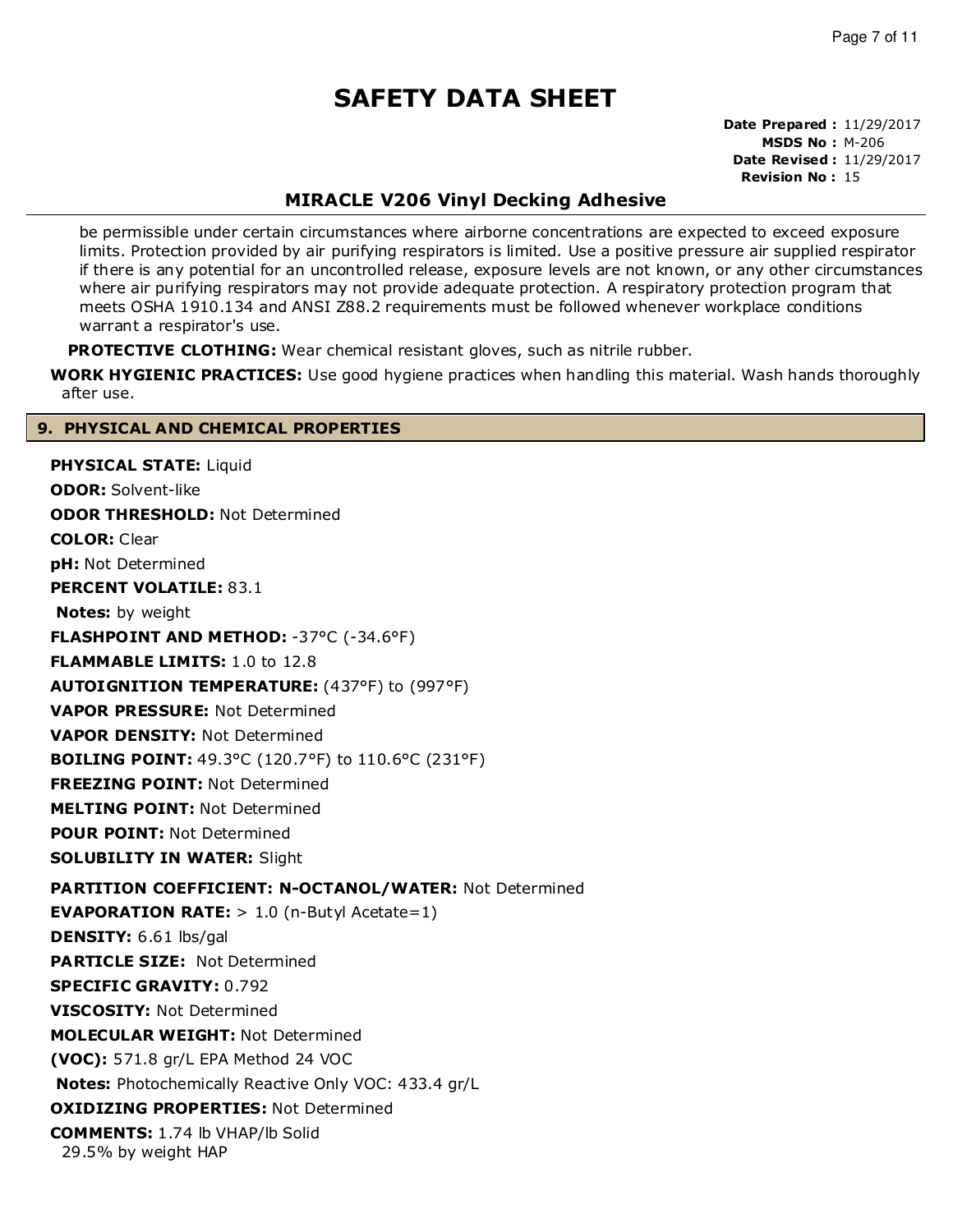# SAFETY DATA SHEET

**Date Prepared :** 11/29/2017
**MSDS No :** M-206
**Date Revised :** 11/29/2017
**Revision No :** 15

## MIRACLE V206 Vinyl Decking Adhesive

be permissible under certain circumstances where airborne concentrations are expected to exceed exposure limits. Protection provided by air purifying respirators is limited. Use a positive pressure air supplied respirator if there is any potential for an uncontrolled release, exposure levels are not known, or any other circumstances where air purifying respirators may not provide adequate protection. A respiratory protection program that meets OSHA 1910.134 and ANSI Z88.2 requirements must be followed whenever workplace conditions warrant a respirator's use.

**PROTECTIVE CLOTHING:** Wear chemical resistant gloves, such as nitrile rubber.

**WORK HYGIENIC PRACTICES:** Use good hygiene practices when handling this material. Wash hands thoroughly after use.

## 9. PHYSICAL AND CHEMICAL PROPERTIES

**PHYSICAL STATE:** Liquid

**ODOR:** Solvent-like

**ODOR THRESHOLD:** Not Determined

**COLOR:** Clear

**pH:** Not Determined

**PERCENT VOLATILE:** 83.1

**Notes:** by weight

**FLASHPOINT AND METHOD:** -37°C (-34.6°F)

**FLAMMABLE LIMITS:** 1.0 to 12.8

**AUTOIGNITION TEMPERATURE:** (437°F) to (997°F)

**VAPOR PRESSURE:** Not Determined

**VAPOR DENSITY:** Not Determined

**BOILING POINT:** 49.3°C (120.7°F) to 110.6°C (231°F)

**FREEZING POINT:** Not Determined

**MELTING POINT:** Not Determined

**POUR POINT:** Not Determined

**SOLUBILITY IN WATER:** Slight

**PARTITION COEFFICIENT: N-OCTANOL/WATER:** Not Determined

**EVAPORATION RATE:** > 1.0 (n-Butyl Acetate=1)

**DENSITY:** 6.61 lbs/gal

**PARTICLE SIZE:** Not Determined

**SPECIFIC GRAVITY:** 0.792

**VISCOSITY:** Not Determined

**MOLECULAR WEIGHT:** Not Determined

**(VOC):** 571.8 gr/L EPA Method 24 VOC

**Notes:** Photochemically Reactive Only VOC: 433.4 gr/L

**OXIDIZING PROPERTIES:** Not Determined

**COMMENTS:** 1.74 lb VHAP/lb Solid
29.5% by weight HAP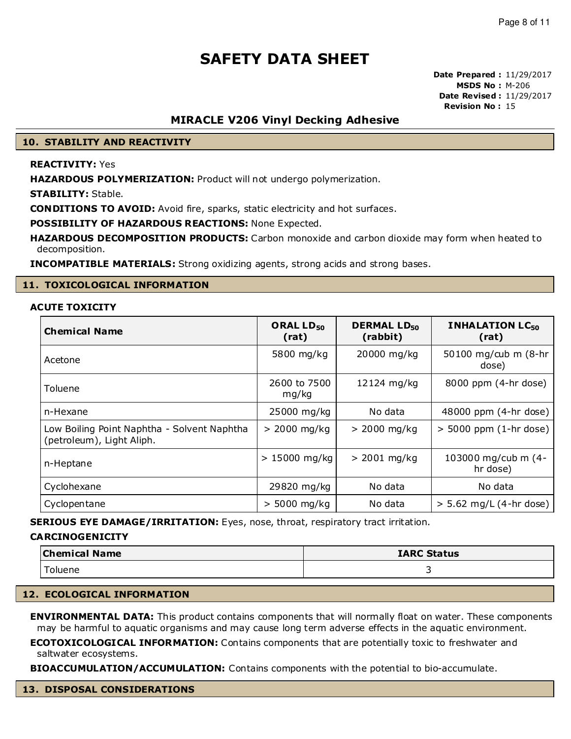# SAFETY DATA SHEET

**Date Prepared :** 11/29/2017
**MSDS No :** M-206
**Date Revised :** 11/29/2017
**Revision No :** 15

## MIRACLE V206 Vinyl Decking Adhesive

## 10. STABILITY AND REACTIVITY

**REACTIVITY:** Yes

**HAZARDOUS POLYMERIZATION:** Product will not undergo polymerization.

**STABILITY:** Stable.

**CONDITIONS TO AVOID:** Avoid fire, sparks, static electricity and hot surfaces.

**POSSIBILITY OF HAZARDOUS REACTIONS:** None Expected.

**HAZARDOUS DECOMPOSITION PRODUCTS:** Carbon monoxide and carbon dioxide may form when heated to decomposition.

**INCOMPATIBLE MATERIALS:** Strong oxidizing agents, strong acids and strong bases.

## 11. TOXICOLOGICAL INFORMATION

**ACUTE TOXICITY**

| Chemical Name | ORAL $LD_{50}$ (rat) | DERMAL $LD_{50}$ (rabbit) | INHALATION $LC_{50}$ (rat) |
|---|---|---|---|
| Acetone | 5800 mg/kg | 20000 mg/kg | 50100 mg/cub m (8-hr dose) |
| Toluene | 2600 to 7500 mg/kg | 12124 mg/kg | 8000 ppm (4-hr dose) |
| n-Hexane | 25000 mg/kg | No data | 48000 ppm (4-hr dose) |
| Low Boiling Point Naphtha - Solvent Naphtha (petroleum), Light Aliph. | > 2000 mg/kg | > 2000 mg/kg | > 5000 ppm (1-hr dose) |
| n-Heptane | > 15000 mg/kg | > 2001 mg/kg | 103000 mg/cub m (4-hr dose) |
| Cyclohexane | 29820 mg/kg | No data | No data |
| Cyclopentane | > 5000 mg/kg | No data | > 5.62 mg/L (4-hr dose) |

**SERIOUS EYE DAMAGE/IRRITATION:** Eyes, nose, throat, respiratory tract irritation.

**CARCINOGENICITY**

| Chemical Name | IARC Status |
|---|---|
| Toluene | 3 |

## 12. ECOLOGICAL INFORMATION

**ENVIRONMENTAL DATA:** This product contains components that will normally float on water. These components may be harmful to aquatic organisms and may cause long term adverse effects in the aquatic environment.

**ECOTOXICOLOGICAL INFORMATION:** Contains components that are potentially toxic to freshwater and saltwater ecosystems.

**BIOACCUMULATION/ACCUMULATION:** Contains components with the potential to bio-accumulate.

## 13. DISPOSAL CONSIDERATIONS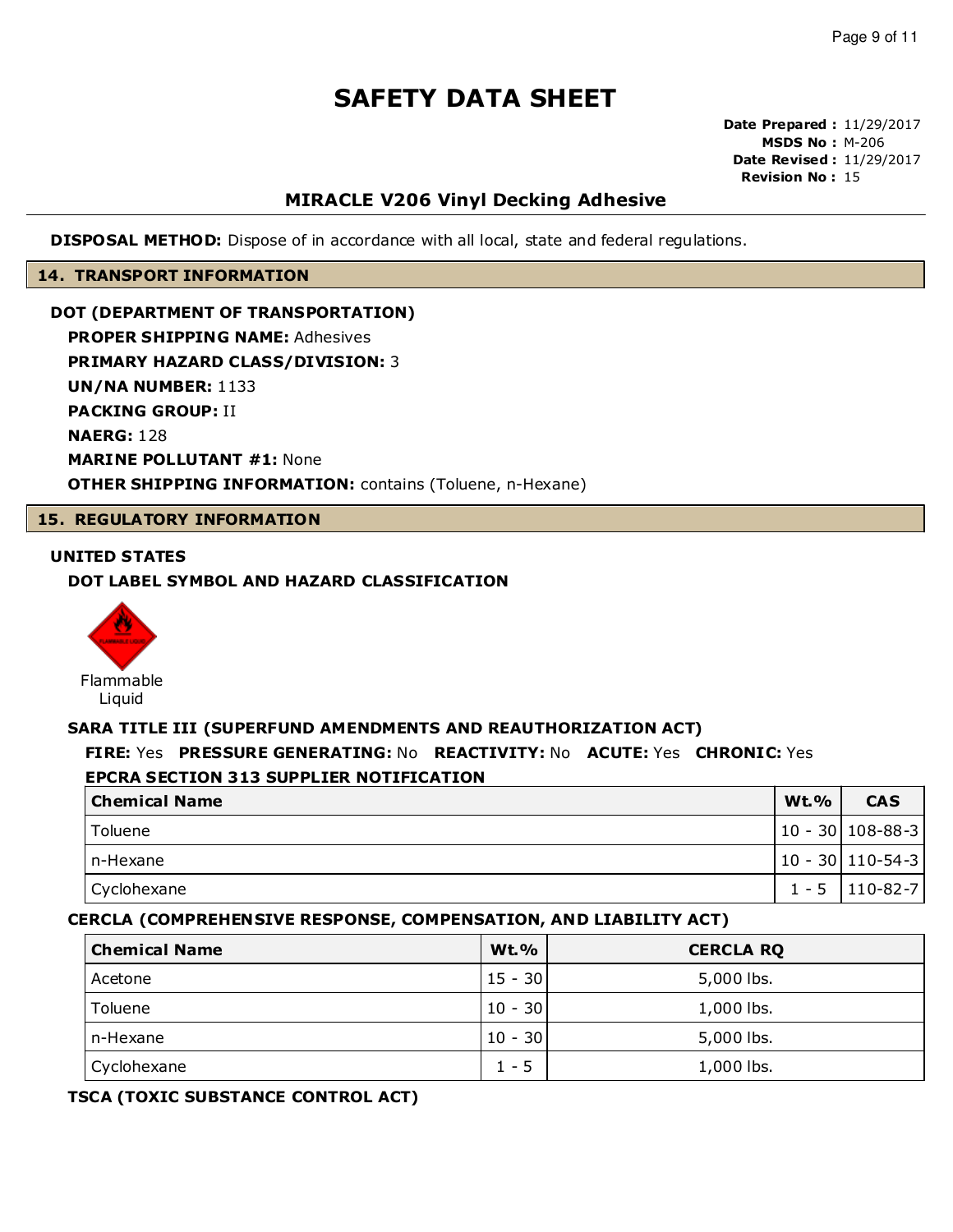# SAFETY DATA SHEET

**Date Prepared :** 11/29/2017
**MSDS No :** M-206
**Date Revised :** 11/29/2017
**Revision No :** 15

## MIRACLE V206 Vinyl Decking Adhesive

**DISPOSAL METHOD:** Dispose of in accordance with all local, state and federal regulations.

## 14. TRANSPORT INFORMATION

**DOT (DEPARTMENT OF TRANSPORTATION)**

**PROPER SHIPPING NAME:** Adhesives

**PRIMARY HAZARD CLASS/DIVISION:** 3

**UN/NA NUMBER:** 1133

**PACKING GROUP:** II

**NAERG:** 128

**MARINE POLLUTANT #1:** None

**OTHER SHIPPING INFORMATION:** contains (Toluene, n-Hexane)

## 15. REGULATORY INFORMATION

**UNITED STATES**

**DOT LABEL SYMBOL AND HAZARD CLASSIFICATION**

Flammable Liquid

**SARA TITLE III (SUPERFUND AMENDMENTS AND REAUTHORIZATION ACT)**

**FIRE:** Yes **PRESSURE GENERATING:** No **REACTIVITY:** No **ACUTE:** Yes **CHRONIC:** Yes

**EPCRA SECTION 313 SUPPLIER NOTIFICATION**

| Chemical Name | Wt.% | CAS |
|---|---|---|
| Toluene | 10 - 30 | 108-88-3 |
| n-Hexane | 10 - 30 | 110-54-3 |
| Cyclohexane | 1 - 5 | 110-82-7 |

**CERCLA (COMPREHENSIVE RESPONSE, COMPENSATION, AND LIABILITY ACT)**

| Chemical Name | Wt.% | CERCLA RQ |
|---|---|---|
| Acetone | 15 - 30 | 5,000 lbs. |
| Toluene | 10 - 30 | 1,000 lbs. |
| n-Hexane | 10 - 30 | 5,000 lbs. |
| Cyclohexane | 1 - 5 | 1,000 lbs. |

**TSCA (TOXIC SUBSTANCE CONTROL ACT)**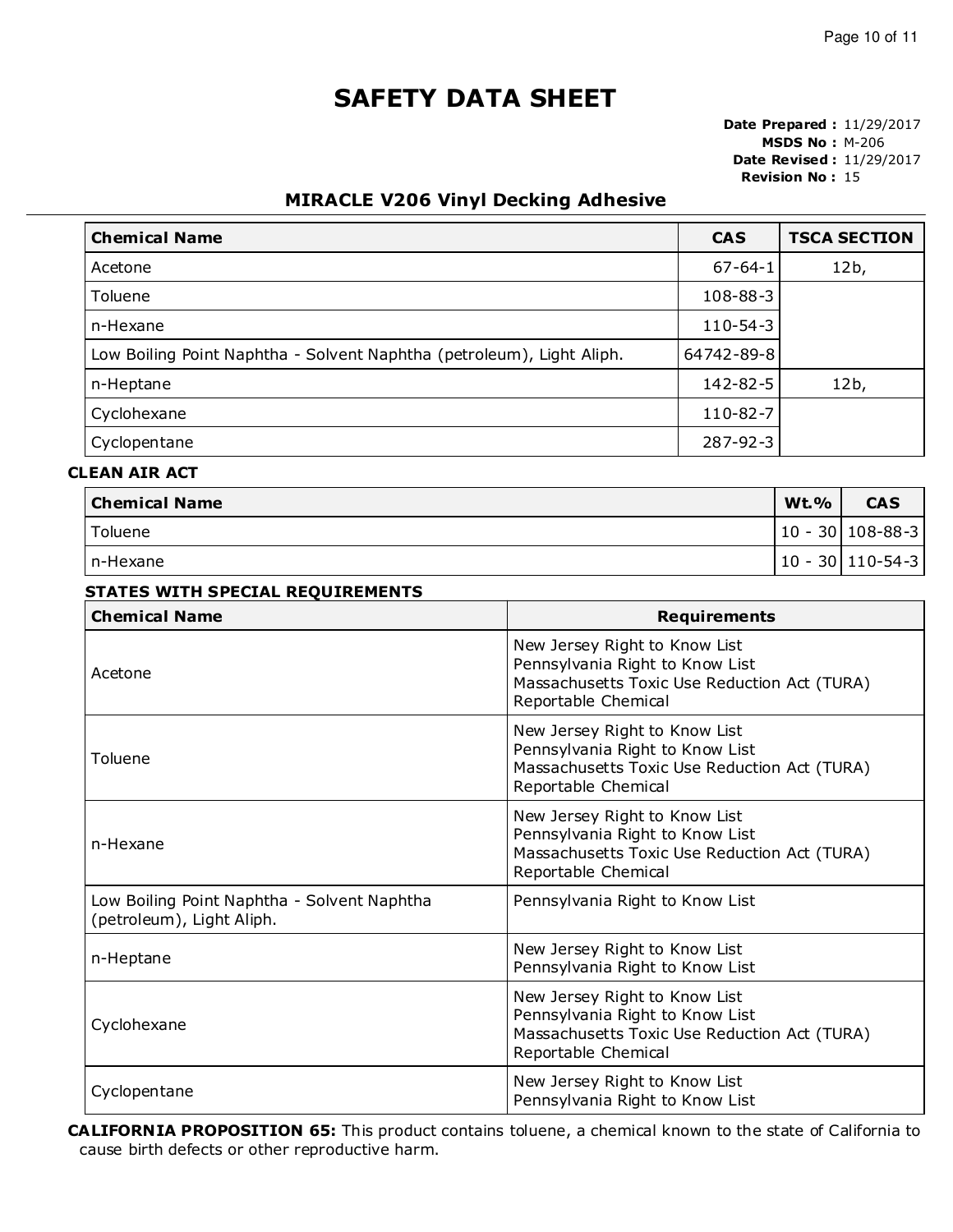# SAFETY DATA SHEET

**Date Prepared :** 11/29/2017
**MSDS No :** M-206
**Date Revised :** 11/29/2017
**Revision No :** 15

## MIRACLE V206 Vinyl Decking Adhesive

| Chemical Name | CAS | TSCA SECTION |
|---|---|---|
| Acetone | 67-64-1 | 12b, |
| Toluene | 108-88-3 | |
| n-Hexane | 110-54-3 | |
| Low Boiling Point Naphtha - Solvent Naphtha (petroleum), Light Aliph. | 64742-89-8 | |
| n-Heptane | 142-82-5 | 12b, |
| Cyclohexane | 110-82-7 | |
| Cyclopentane | 287-92-3 | |

**CLEAN AIR ACT**

| Chemical Name | Wt.% | CAS |
|---|---|---|
| Toluene | 10 - 30 | 108-88-3 |
| n-Hexane | 10 - 30 | 110-54-3 |

**STATES WITH SPECIAL REQUIREMENTS**

| Chemical Name | Requirements |
|---|---|
| Acetone | New Jersey Right to Know List<br>Pennsylvania Right to Know List<br>Massachusetts Toxic Use Reduction Act (TURA) Reportable Chemical |
| Toluene | New Jersey Right to Know List<br>Pennsylvania Right to Know List<br>Massachusetts Toxic Use Reduction Act (TURA) Reportable Chemical |
| n-Hexane | New Jersey Right to Know List<br>Pennsylvania Right to Know List<br>Massachusetts Toxic Use Reduction Act (TURA) Reportable Chemical |
| Low Boiling Point Naphtha - Solvent Naphtha (petroleum), Light Aliph. | Pennsylvania Right to Know List |
| n-Heptane | New Jersey Right to Know List<br>Pennsylvania Right to Know List |
| Cyclohexane | New Jersey Right to Know List<br>Pennsylvania Right to Know List<br>Massachusetts Toxic Use Reduction Act (TURA) Reportable Chemical |
| Cyclopentane | New Jersey Right to Know List<br>Pennsylvania Right to Know List |

**CALIFORNIA PROPOSITION 65:** This product contains toluene, a chemical known to the state of California to cause birth defects or other reproductive harm.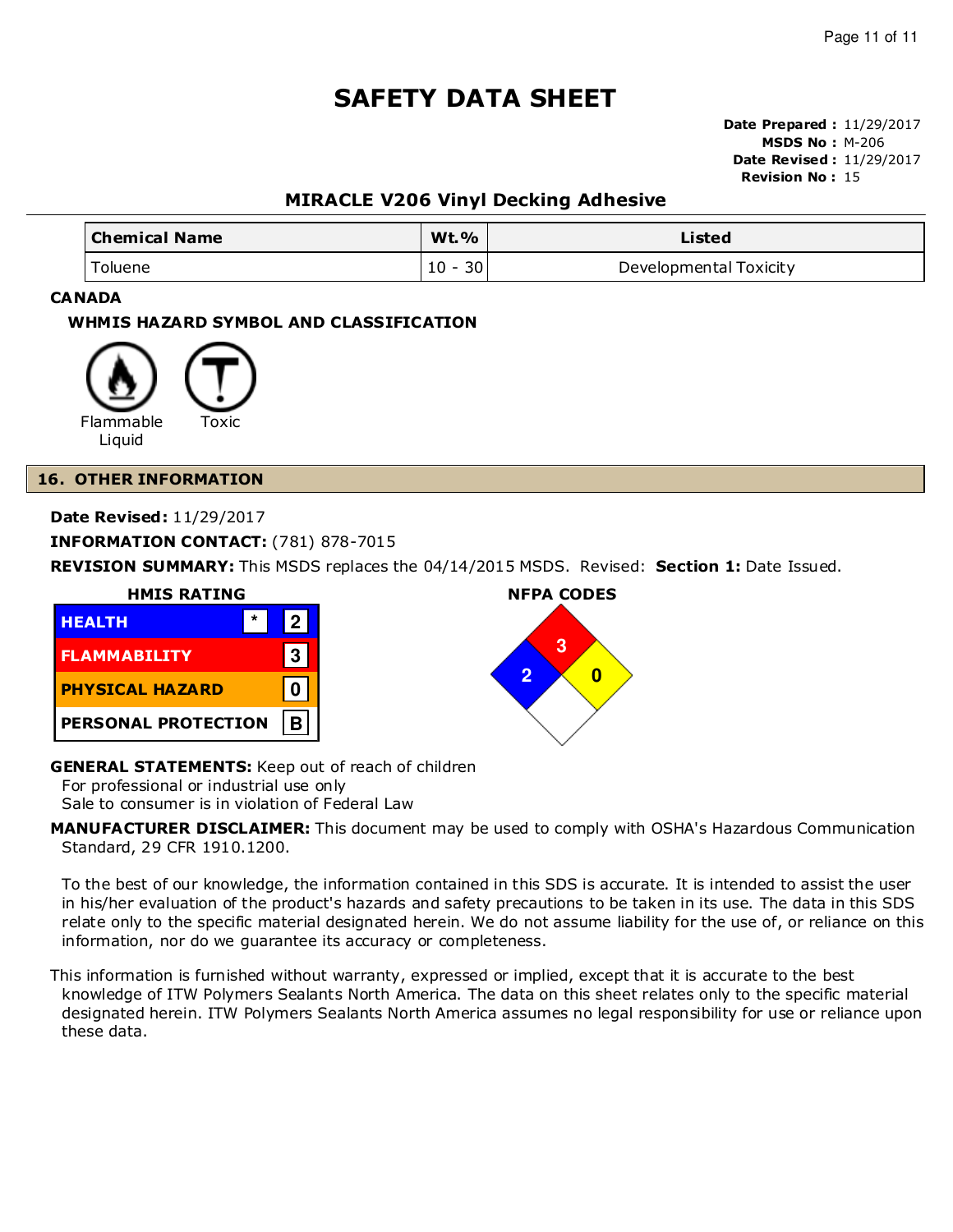# SAFETY DATA SHEET

**Date Prepared :** 11/29/2017
**MSDS No :** M-206
**Date Revised :** 11/29/2017
**Revision No :** 15

## MIRACLE V206 Vinyl Decking Adhesive

| Chemical Name | Wt.% | Listed |
|---|---|---|
| Toluene | 10 - 30 | Developmental Toxicity |

**CANADA**

**WHMIS HAZARD SYMBOL AND CLASSIFICATION**

Flammable Liquid

Toxic

## 16. OTHER INFORMATION

**Date Revised:** 11/29/2017

**INFORMATION CONTACT:** (781) 878-7015

**REVISION SUMMARY:** This MSDS replaces the 04/14/2015 MSDS. Revised: **Section 1:** Date Issued.

**HMIS RATING**

| | | |
|---|---|---|
| HEALTH | * | 2 |
| FLAMMABILITY | | 3 |
| PHYSICAL HAZARD | | 0 |
| PERSONAL PROTECTION | | B |

**NFPA CODES**

3

2

0

**GENERAL STATEMENTS:** Keep out of reach of children
For professional or industrial use only
Sale to consumer is in violation of Federal Law

**MANUFACTURER DISCLAIMER:** This document may be used to comply with OSHA's Hazardous Communication Standard, 29 CFR 1910.1200.

To the best of our knowledge, the information contained in this SDS is accurate. It is intended to assist the user in his/her evaluation of the product's hazards and safety precautions to be taken in its use. The data in this SDS relate only to the specific material designated herein. We do not assume liability for the use of, or reliance on this information, nor do we guarantee its accuracy or completeness.

This information is furnished without warranty, expressed or implied, except that it is accurate to the best knowledge of ITW Polymers Sealants North America. The data on this sheet relates only to the specific material designated herein. ITW Polymers Sealants North America assumes no legal responsibility for use or reliance upon these data.